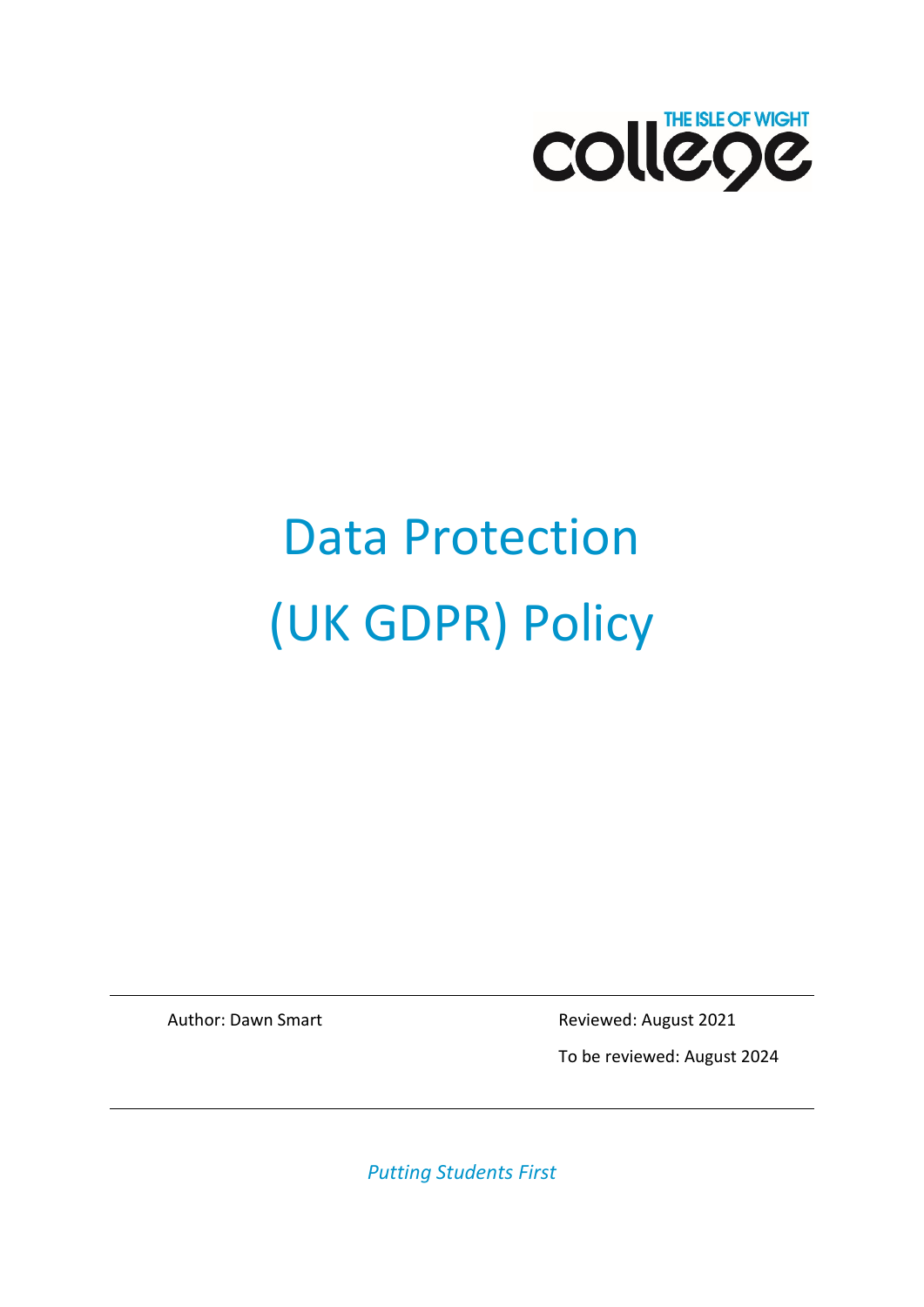THE ISLE OF WIGHT college

# Data Protection (UK GDPR) Policy

Author: Dawn Smart

Reviewed: August 2021

To be reviewed: August 2024

*Putting Students First*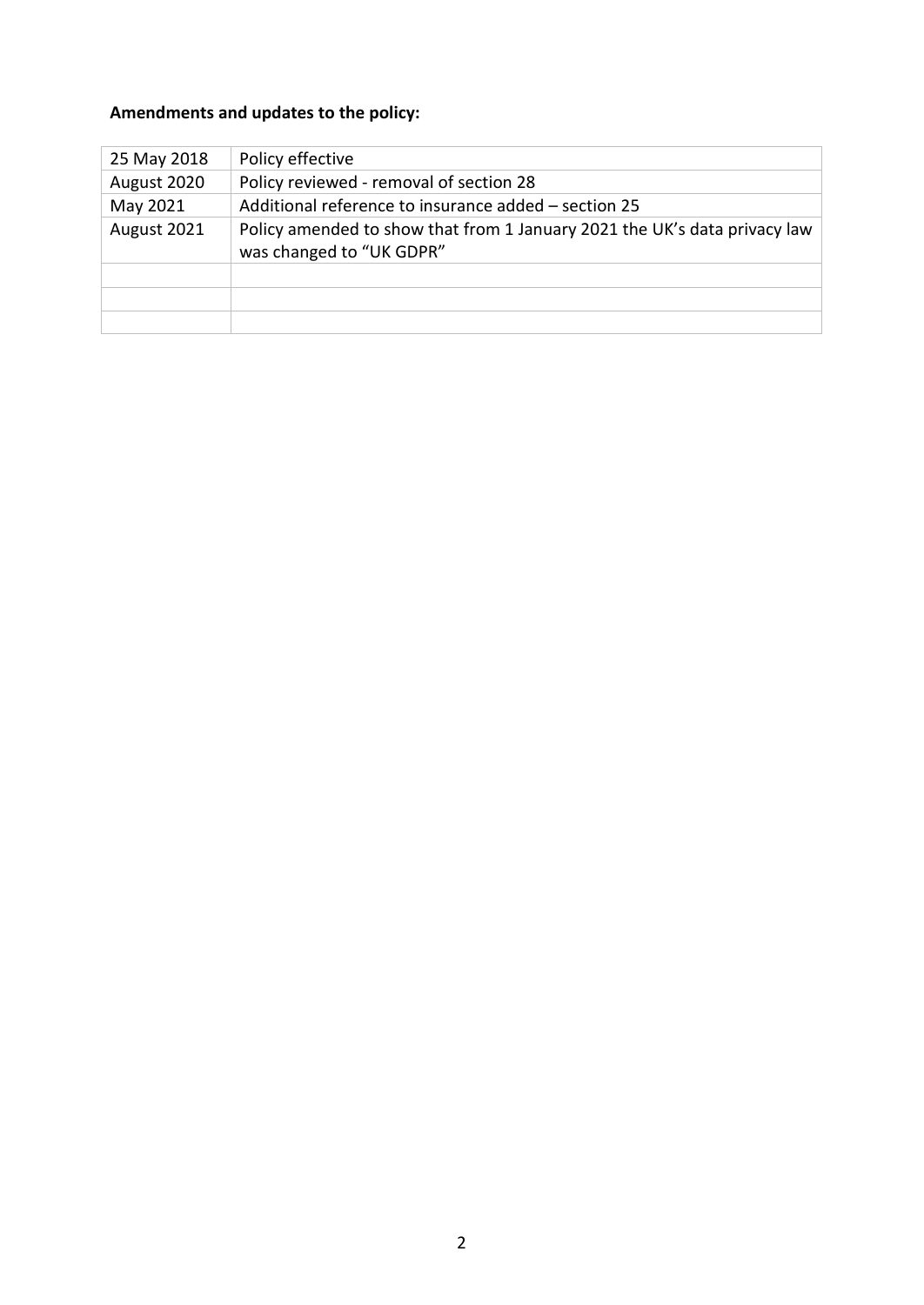**Amendments and updates to the policy:**

| 25 May 2018 | Policy effective |
| --- | --- |
| August 2020 | Policy reviewed - removal of section 28 |
| May 2021 | Additional reference to insurance added – section 25 |
| August 2021 | Policy amended to show that from 1 January 2021 the UK's data privacy law was changed to "UK GDPR" |
| | |
| | |
| | |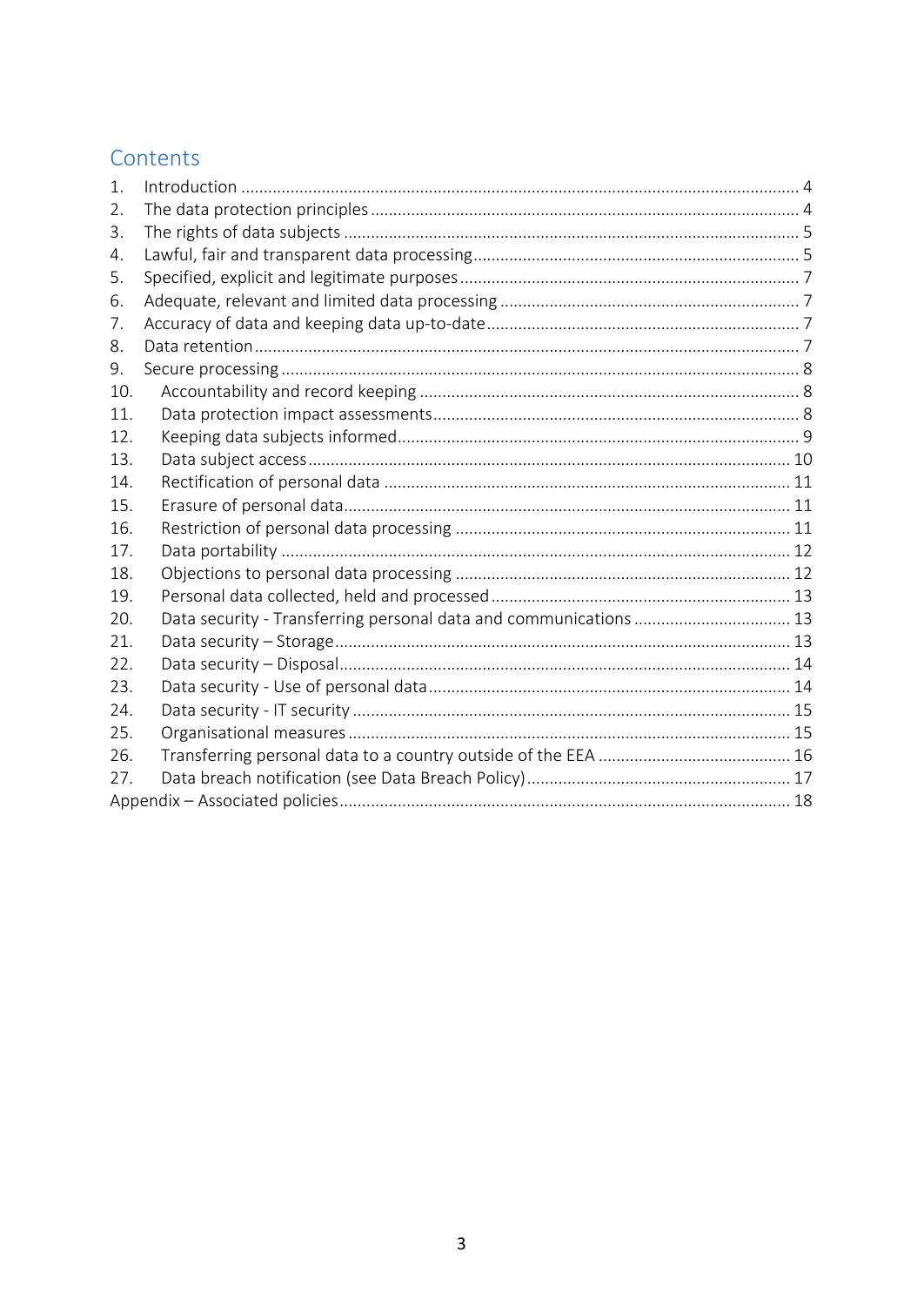## Contents

1. Introduction ..... 4
2. The data protection principles ..... 4
3. The rights of data subjects ..... 5
4. Lawful, fair and transparent data processing ..... 5
5. Specified, explicit and legitimate purposes ..... 7
6. Adequate, relevant and limited data processing ..... 7
7. Accuracy of data and keeping data up-to-date ..... 7
8. Data retention ..... 7
9. Secure processing ..... 8
10. Accountability and record keeping ..... 8
11. Data protection impact assessments ..... 8
12. Keeping data subjects informed ..... 9
13. Data subject access ..... 10
14. Rectification of personal data ..... 11
15. Erasure of personal data ..... 11
16. Restriction of personal data processing ..... 11
17. Data portability ..... 12
18. Objections to personal data processing ..... 12
19. Personal data collected, held and processed ..... 13
20. Data security - Transferring personal data and communications ..... 13
21. Data security – Storage ..... 13
22. Data security – Disposal ..... 14
23. Data security - Use of personal data ..... 14
24. Data security - IT security ..... 15
25. Organisational measures ..... 15
26. Transferring personal data to a country outside of the EEA ..... 16
27. Data breach notification (see Data Breach Policy) ..... 17

Appendix – Associated policies ..... 18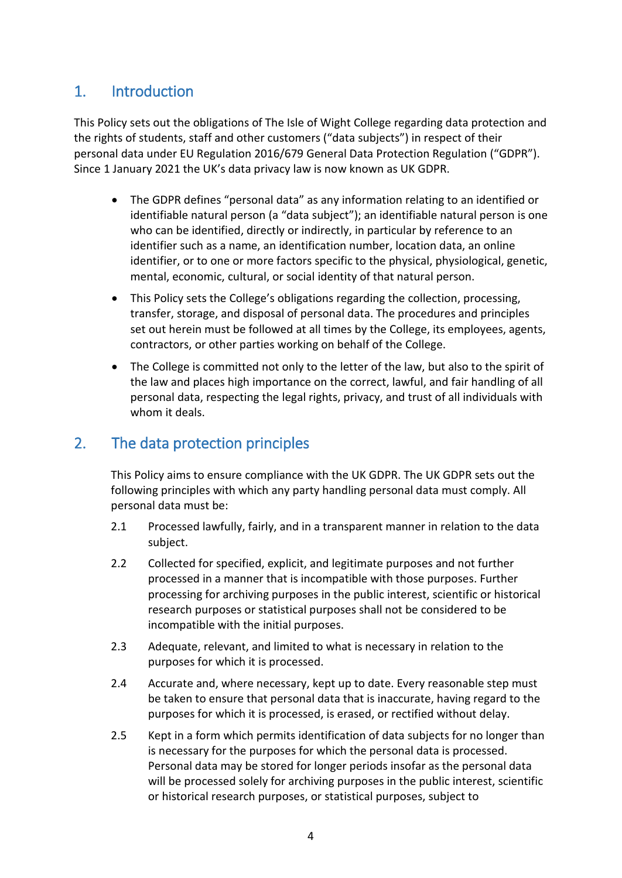## 1. Introduction

This Policy sets out the obligations of The Isle of Wight College regarding data protection and the rights of students, staff and other customers ("data subjects") in respect of their personal data under EU Regulation 2016/679 General Data Protection Regulation ("GDPR"). Since 1 January 2021 the UK's data privacy law is now known as UK GDPR.

- The GDPR defines "personal data" as any information relating to an identified or identifiable natural person (a "data subject"); an identifiable natural person is one who can be identified, directly or indirectly, in particular by reference to an identifier such as a name, an identification number, location data, an online identifier, or to one or more factors specific to the physical, physiological, genetic, mental, economic, cultural, or social identity of that natural person.
- This Policy sets the College's obligations regarding the collection, processing, transfer, storage, and disposal of personal data. The procedures and principles set out herein must be followed at all times by the College, its employees, agents, contractors, or other parties working on behalf of the College.
- The College is committed not only to the letter of the law, but also to the spirit of the law and places high importance on the correct, lawful, and fair handling of all personal data, respecting the legal rights, privacy, and trust of all individuals with whom it deals.

## 2. The data protection principles

This Policy aims to ensure compliance with the UK GDPR. The UK GDPR sets out the following principles with which any party handling personal data must comply. All personal data must be:

2.1 Processed lawfully, fairly, and in a transparent manner in relation to the data subject.

2.2 Collected for specified, explicit, and legitimate purposes and not further processed in a manner that is incompatible with those purposes. Further processing for archiving purposes in the public interest, scientific or historical research purposes or statistical purposes shall not be considered to be incompatible with the initial purposes.

2.3 Adequate, relevant, and limited to what is necessary in relation to the purposes for which it is processed.

2.4 Accurate and, where necessary, kept up to date. Every reasonable step must be taken to ensure that personal data that is inaccurate, having regard to the purposes for which it is processed, is erased, or rectified without delay.

2.5 Kept in a form which permits identification of data subjects for no longer than is necessary for the purposes for which the personal data is processed. Personal data may be stored for longer periods insofar as the personal data will be processed solely for archiving purposes in the public interest, scientific or historical research purposes, or statistical purposes, subject to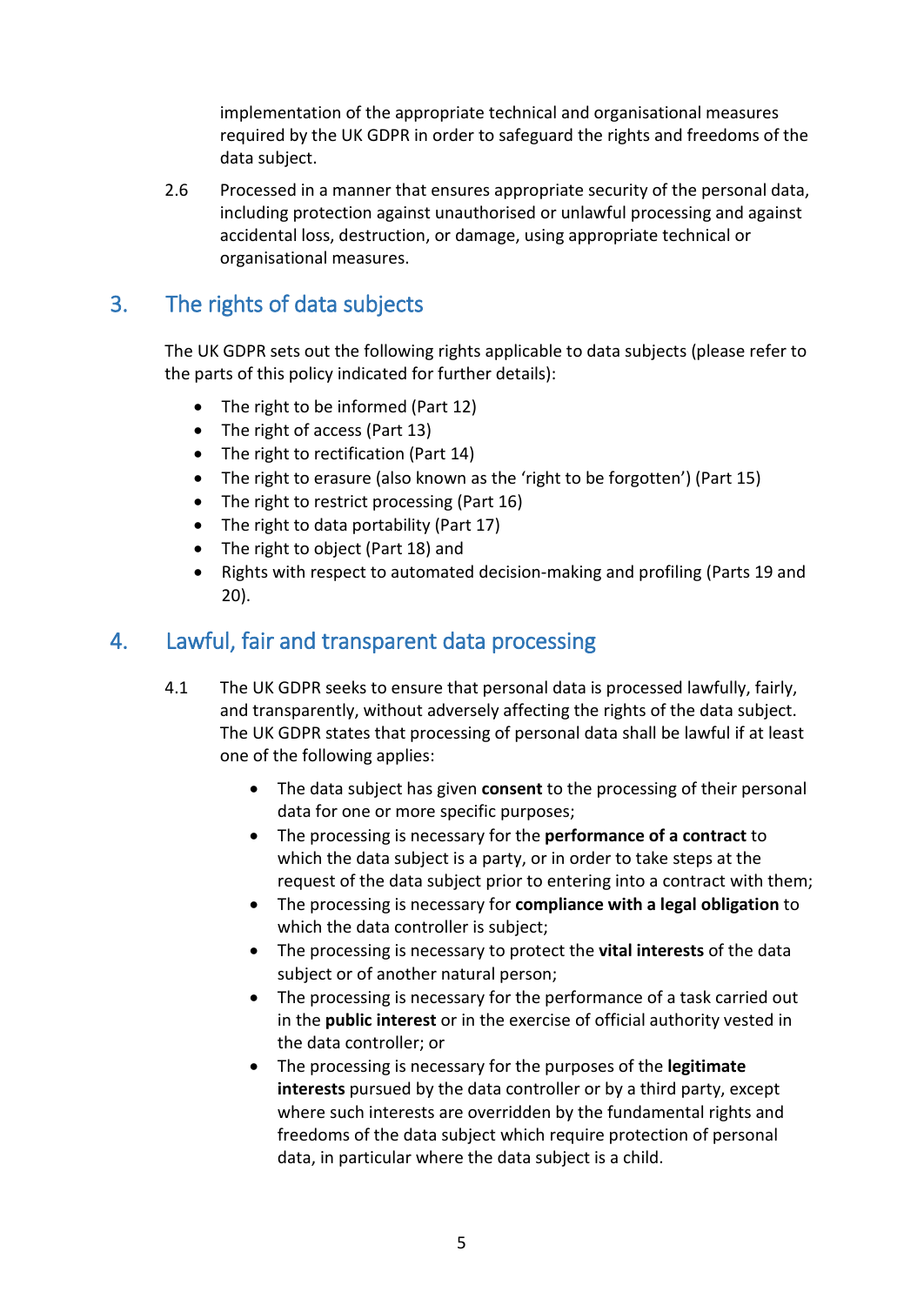implementation of the appropriate technical and organisational measures required by the UK GDPR in order to safeguard the rights and freedoms of the data subject.

2.6 Processed in a manner that ensures appropriate security of the personal data, including protection against unauthorised or unlawful processing and against accidental loss, destruction, or damage, using appropriate technical or organisational measures.

## 3. The rights of data subjects

The UK GDPR sets out the following rights applicable to data subjects (please refer to the parts of this policy indicated for further details):

- The right to be informed (Part 12)
- The right of access (Part 13)
- The right to rectification (Part 14)
- The right to erasure (also known as the 'right to be forgotten') (Part 15)
- The right to restrict processing (Part 16)
- The right to data portability (Part 17)
- The right to object (Part 18) and
- Rights with respect to automated decision-making and profiling (Parts 19 and 20).

## 4. Lawful, fair and transparent data processing

4.1 The UK GDPR seeks to ensure that personal data is processed lawfully, fairly, and transparently, without adversely affecting the rights of the data subject. The UK GDPR states that processing of personal data shall be lawful if at least one of the following applies:

- The data subject has given **consent** to the processing of their personal data for one or more specific purposes;
- The processing is necessary for the **performance of a contract** to which the data subject is a party, or in order to take steps at the request of the data subject prior to entering into a contract with them;
- The processing is necessary for **compliance with a legal obligation** to which the data controller is subject;
- The processing is necessary to protect the **vital interests** of the data subject or of another natural person;
- The processing is necessary for the performance of a task carried out in the **public interest** or in the exercise of official authority vested in the data controller; or
- The processing is necessary for the purposes of the **legitimate interests** pursued by the data controller or by a third party, except where such interests are overridden by the fundamental rights and freedoms of the data subject which require protection of personal data, in particular where the data subject is a child.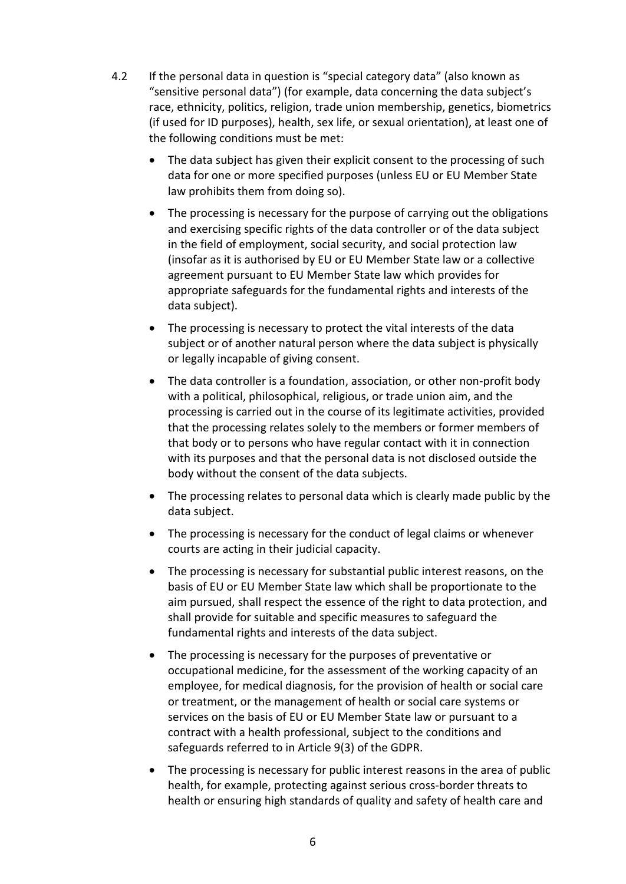4.2 If the personal data in question is "special category data" (also known as "sensitive personal data") (for example, data concerning the data subject's race, ethnicity, politics, religion, trade union membership, genetics, biometrics (if used for ID purposes), health, sex life, or sexual orientation), at least one of the following conditions must be met:

- The data subject has given their explicit consent to the processing of such data for one or more specified purposes (unless EU or EU Member State law prohibits them from doing so).
- The processing is necessary for the purpose of carrying out the obligations and exercising specific rights of the data controller or of the data subject in the field of employment, social security, and social protection law (insofar as it is authorised by EU or EU Member State law or a collective agreement pursuant to EU Member State law which provides for appropriate safeguards for the fundamental rights and interests of the data subject).
- The processing is necessary to protect the vital interests of the data subject or of another natural person where the data subject is physically or legally incapable of giving consent.
- The data controller is a foundation, association, or other non-profit body with a political, philosophical, religious, or trade union aim, and the processing is carried out in the course of its legitimate activities, provided that the processing relates solely to the members or former members of that body or to persons who have regular contact with it in connection with its purposes and that the personal data is not disclosed outside the body without the consent of the data subjects.
- The processing relates to personal data which is clearly made public by the data subject.
- The processing is necessary for the conduct of legal claims or whenever courts are acting in their judicial capacity.
- The processing is necessary for substantial public interest reasons, on the basis of EU or EU Member State law which shall be proportionate to the aim pursued, shall respect the essence of the right to data protection, and shall provide for suitable and specific measures to safeguard the fundamental rights and interests of the data subject.
- The processing is necessary for the purposes of preventative or occupational medicine, for the assessment of the working capacity of an employee, for medical diagnosis, for the provision of health or social care or treatment, or the management of health or social care systems or services on the basis of EU or EU Member State law or pursuant to a contract with a health professional, subject to the conditions and safeguards referred to in Article 9(3) of the GDPR.
- The processing is necessary for public interest reasons in the area of public health, for example, protecting against serious cross-border threats to health or ensuring high standards of quality and safety of health care and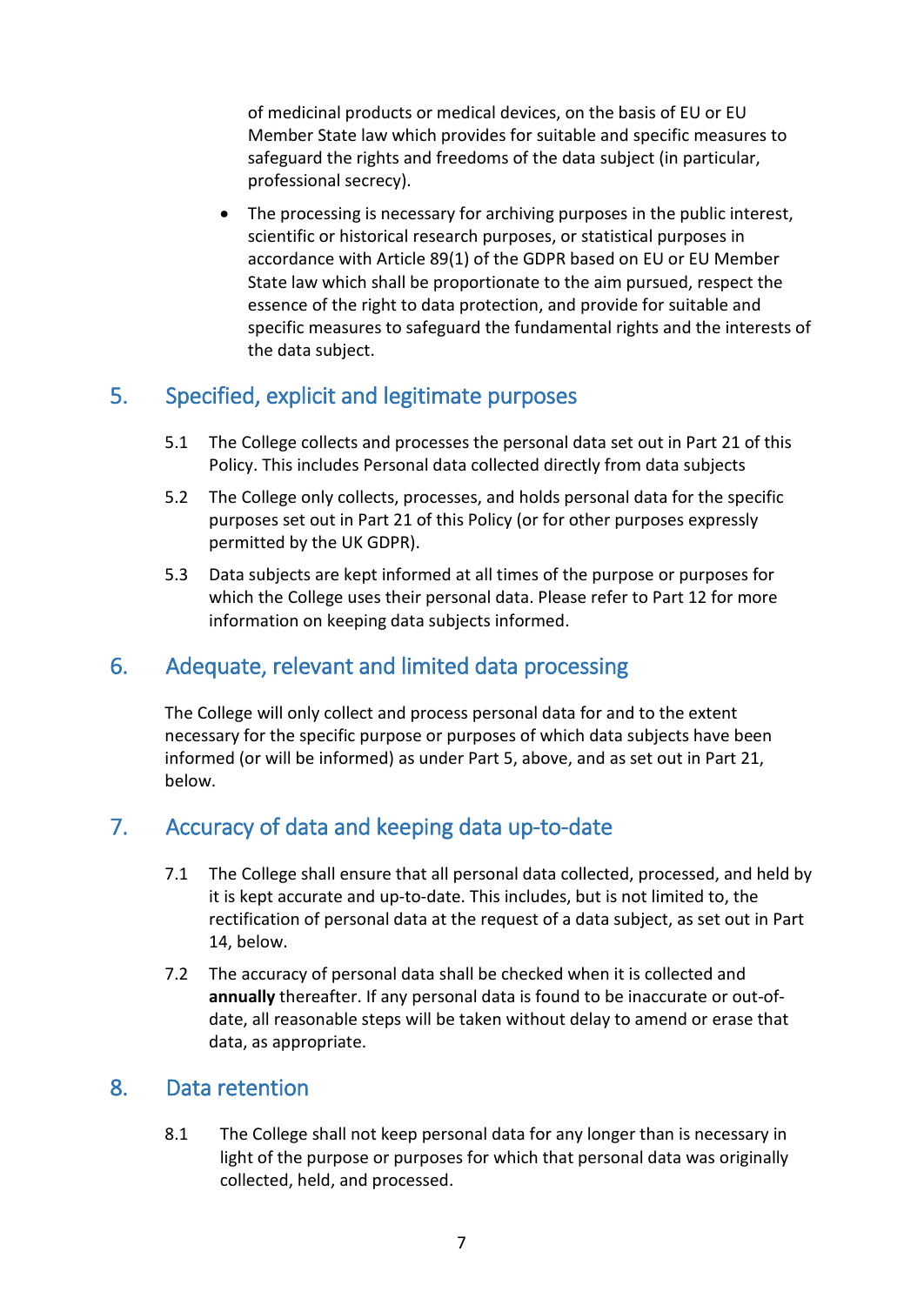of medicinal products or medical devices, on the basis of EU or EU Member State law which provides for suitable and specific measures to safeguard the rights and freedoms of the data subject (in particular, professional secrecy).

- The processing is necessary for archiving purposes in the public interest, scientific or historical research purposes, or statistical purposes in accordance with Article 89(1) of the GDPR based on EU or EU Member State law which shall be proportionate to the aim pursued, respect the essence of the right to data protection, and provide for suitable and specific measures to safeguard the fundamental rights and the interests of the data subject.

## 5. Specified, explicit and legitimate purposes

5.1 The College collects and processes the personal data set out in Part 21 of this Policy. This includes Personal data collected directly from data subjects

5.2 The College only collects, processes, and holds personal data for the specific purposes set out in Part 21 of this Policy (or for other purposes expressly permitted by the UK GDPR).

5.3 Data subjects are kept informed at all times of the purpose or purposes for which the College uses their personal data. Please refer to Part 12 for more information on keeping data subjects informed.

## 6. Adequate, relevant and limited data processing

The College will only collect and process personal data for and to the extent necessary for the specific purpose or purposes of which data subjects have been informed (or will be informed) as under Part 5, above, and as set out in Part 21, below.

## 7. Accuracy of data and keeping data up-to-date

7.1 The College shall ensure that all personal data collected, processed, and held by it is kept accurate and up-to-date. This includes, but is not limited to, the rectification of personal data at the request of a data subject, as set out in Part 14, below.

7.2 The accuracy of personal data shall be checked when it is collected and **annually** thereafter. If any personal data is found to be inaccurate or out-of-date, all reasonable steps will be taken without delay to amend or erase that data, as appropriate.

## 8. Data retention

8.1 The College shall not keep personal data for any longer than is necessary in light of the purpose or purposes for which that personal data was originally collected, held, and processed.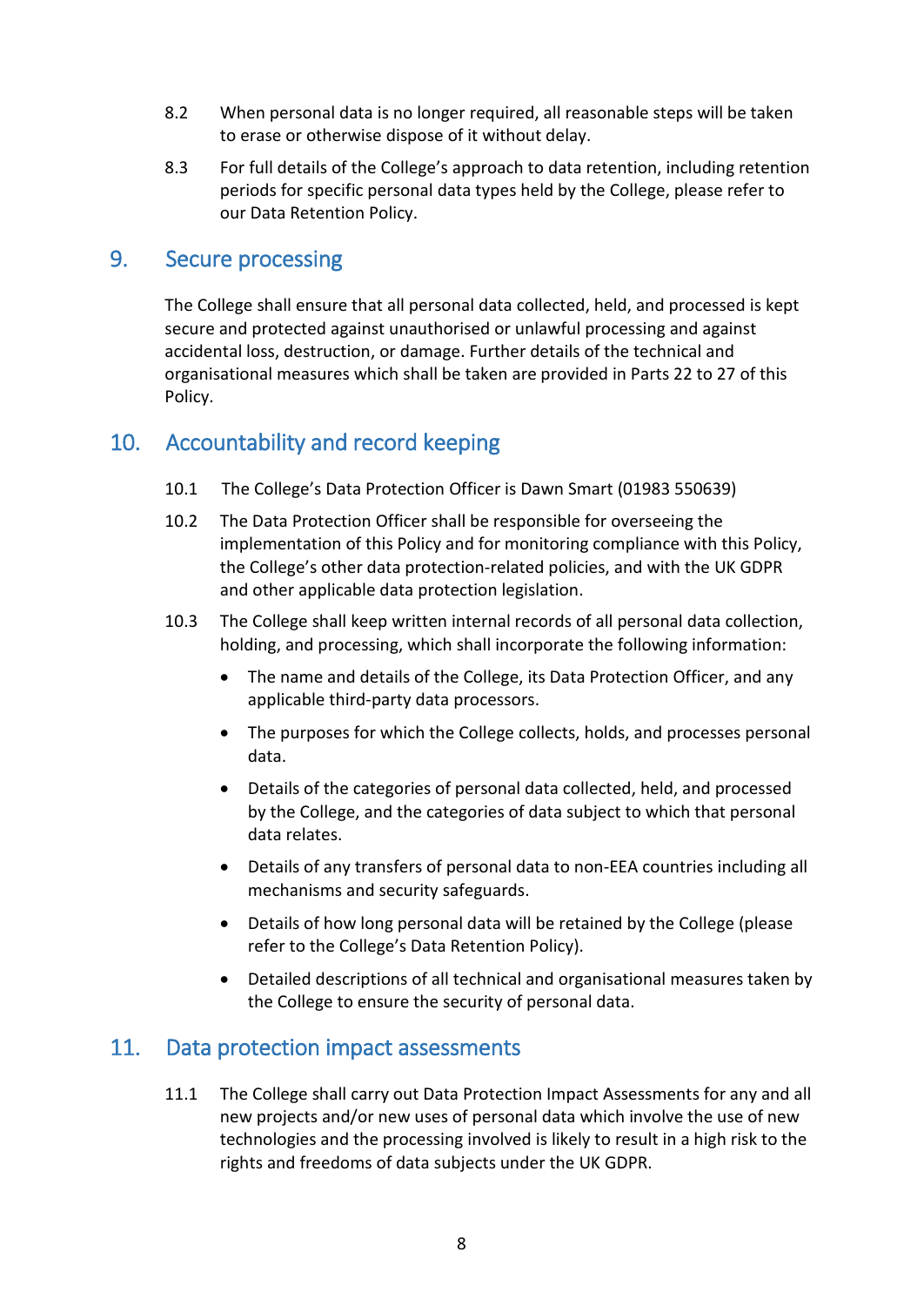8.2 When personal data is no longer required, all reasonable steps will be taken to erase or otherwise dispose of it without delay.

8.3 For full details of the College's approach to data retention, including retention periods for specific personal data types held by the College, please refer to our Data Retention Policy.

## 9. Secure processing

The College shall ensure that all personal data collected, held, and processed is kept secure and protected against unauthorised or unlawful processing and against accidental loss, destruction, or damage. Further details of the technical and organisational measures which shall be taken are provided in Parts 22 to 27 of this Policy.

## 10. Accountability and record keeping

10.1 The College's Data Protection Officer is Dawn Smart (01983 550639)

10.2 The Data Protection Officer shall be responsible for overseeing the implementation of this Policy and for monitoring compliance with this Policy, the College's other data protection-related policies, and with the UK GDPR and other applicable data protection legislation.

10.3 The College shall keep written internal records of all personal data collection, holding, and processing, which shall incorporate the following information:

- The name and details of the College, its Data Protection Officer, and any applicable third-party data processors.
- The purposes for which the College collects, holds, and processes personal data.
- Details of the categories of personal data collected, held, and processed by the College, and the categories of data subject to which that personal data relates.
- Details of any transfers of personal data to non-EEA countries including all mechanisms and security safeguards.
- Details of how long personal data will be retained by the College (please refer to the College's Data Retention Policy).
- Detailed descriptions of all technical and organisational measures taken by the College to ensure the security of personal data.

## 11. Data protection impact assessments

11.1 The College shall carry out Data Protection Impact Assessments for any and all new projects and/or new uses of personal data which involve the use of new technologies and the processing involved is likely to result in a high risk to the rights and freedoms of data subjects under the UK GDPR.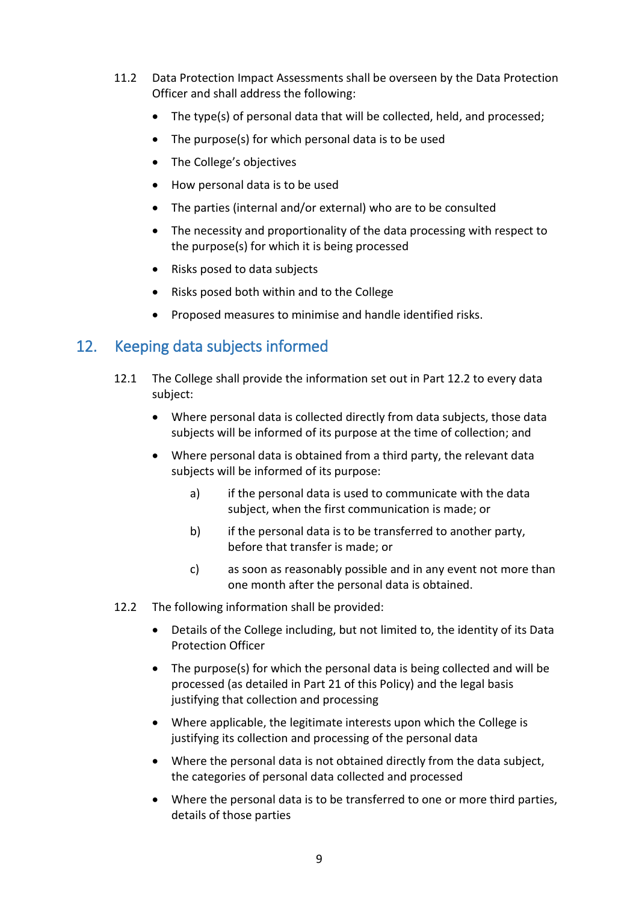11.2 Data Protection Impact Assessments shall be overseen by the Data Protection Officer and shall address the following:

- The type(s) of personal data that will be collected, held, and processed;
- The purpose(s) for which personal data is to be used
- The College's objectives
- How personal data is to be used
- The parties (internal and/or external) who are to be consulted
- The necessity and proportionality of the data processing with respect to the purpose(s) for which it is being processed
- Risks posed to data subjects
- Risks posed both within and to the College
- Proposed measures to minimise and handle identified risks.

## 12. Keeping data subjects informed

12.1 The College shall provide the information set out in Part 12.2 to every data subject:

- Where personal data is collected directly from data subjects, those data subjects will be informed of its purpose at the time of collection; and
- Where personal data is obtained from a third party, the relevant data subjects will be informed of its purpose:

  a) if the personal data is used to communicate with the data subject, when the first communication is made; or

  b) if the personal data is to be transferred to another party, before that transfer is made; or

  c) as soon as reasonably possible and in any event not more than one month after the personal data is obtained.

12.2 The following information shall be provided:

- Details of the College including, but not limited to, the identity of its Data Protection Officer
- The purpose(s) for which the personal data is being collected and will be processed (as detailed in Part 21 of this Policy) and the legal basis justifying that collection and processing
- Where applicable, the legitimate interests upon which the College is justifying its collection and processing of the personal data
- Where the personal data is not obtained directly from the data subject, the categories of personal data collected and processed
- Where the personal data is to be transferred to one or more third parties, details of those parties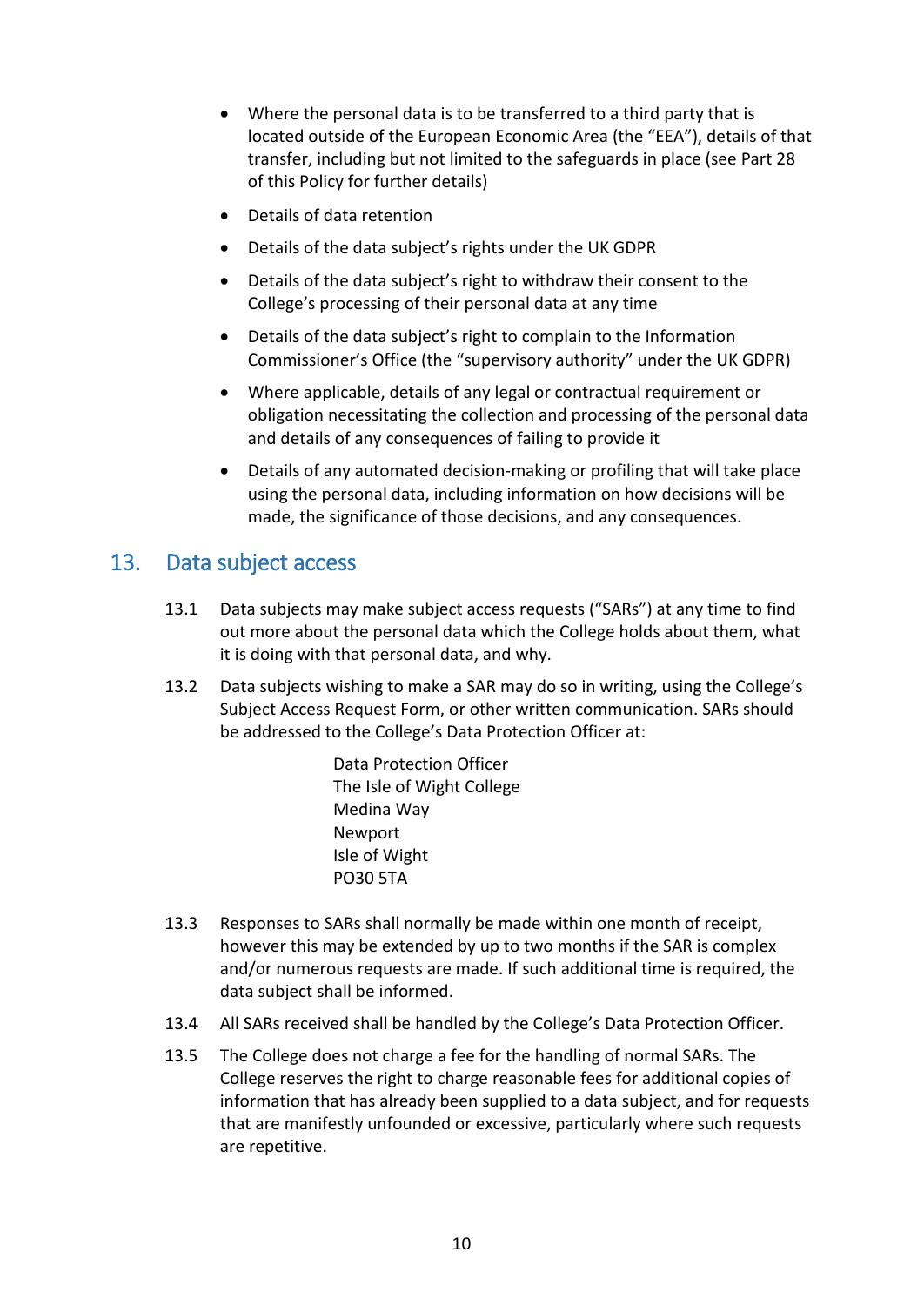- Where the personal data is to be transferred to a third party that is located outside of the European Economic Area (the "EEA"), details of that transfer, including but not limited to the safeguards in place (see Part 28 of this Policy for further details)
- Details of data retention
- Details of the data subject's rights under the UK GDPR
- Details of the data subject's right to withdraw their consent to the College's processing of their personal data at any time
- Details of the data subject's right to complain to the Information Commissioner's Office (the "supervisory authority" under the UK GDPR)
- Where applicable, details of any legal or contractual requirement or obligation necessitating the collection and processing of the personal data and details of any consequences of failing to provide it
- Details of any automated decision-making or profiling that will take place using the personal data, including information on how decisions will be made, the significance of those decisions, and any consequences.

## 13. Data subject access

13.1 Data subjects may make subject access requests ("SARs") at any time to find out more about the personal data which the College holds about them, what it is doing with that personal data, and why.

13.2 Data subjects wishing to make a SAR may do so in writing, using the College's Subject Access Request Form, or other written communication. SARs should be addressed to the College's Data Protection Officer at:

> Data Protection Officer
> The Isle of Wight College
> Medina Way
> Newport
> Isle of Wight
> PO30 5TA

13.3 Responses to SARs shall normally be made within one month of receipt, however this may be extended by up to two months if the SAR is complex and/or numerous requests are made. If such additional time is required, the data subject shall be informed.

13.4 All SARs received shall be handled by the College's Data Protection Officer.

13.5 The College does not charge a fee for the handling of normal SARs. The College reserves the right to charge reasonable fees for additional copies of information that has already been supplied to a data subject, and for requests that are manifestly unfounded or excessive, particularly where such requests are repetitive.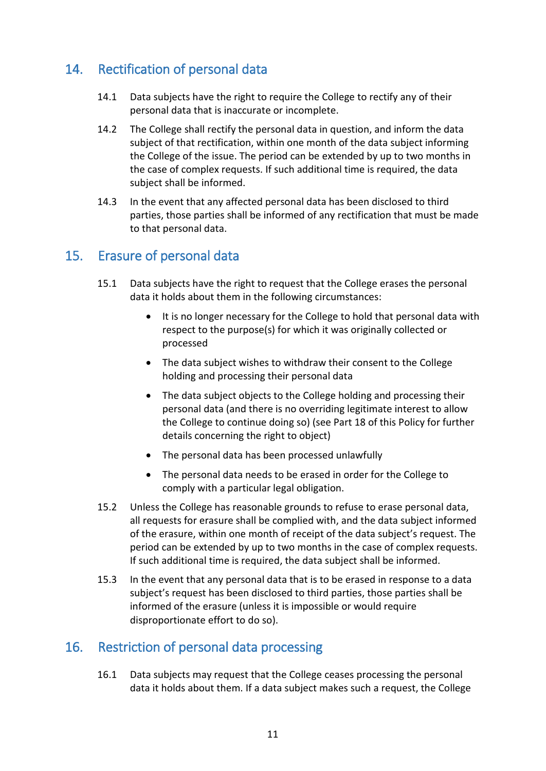## 14. Rectification of personal data

14.1 Data subjects have the right to require the College to rectify any of their personal data that is inaccurate or incomplete.

14.2 The College shall rectify the personal data in question, and inform the data subject of that rectification, within one month of the data subject informing the College of the issue. The period can be extended by up to two months in the case of complex requests. If such additional time is required, the data subject shall be informed.

14.3 In the event that any affected personal data has been disclosed to third parties, those parties shall be informed of any rectification that must be made to that personal data.

## 15. Erasure of personal data

15.1 Data subjects have the right to request that the College erases the personal data it holds about them in the following circumstances:

- It is no longer necessary for the College to hold that personal data with respect to the purpose(s) for which it was originally collected or processed
- The data subject wishes to withdraw their consent to the College holding and processing their personal data
- The data subject objects to the College holding and processing their personal data (and there is no overriding legitimate interest to allow the College to continue doing so) (see Part 18 of this Policy for further details concerning the right to object)
- The personal data has been processed unlawfully
- The personal data needs to be erased in order for the College to comply with a particular legal obligation.

15.2 Unless the College has reasonable grounds to refuse to erase personal data, all requests for erasure shall be complied with, and the data subject informed of the erasure, within one month of receipt of the data subject's request. The period can be extended by up to two months in the case of complex requests. If such additional time is required, the data subject shall be informed.

15.3 In the event that any personal data that is to be erased in response to a data subject's request has been disclosed to third parties, those parties shall be informed of the erasure (unless it is impossible or would require disproportionate effort to do so).

## 16. Restriction of personal data processing

16.1 Data subjects may request that the College ceases processing the personal data it holds about them. If a data subject makes such a request, the College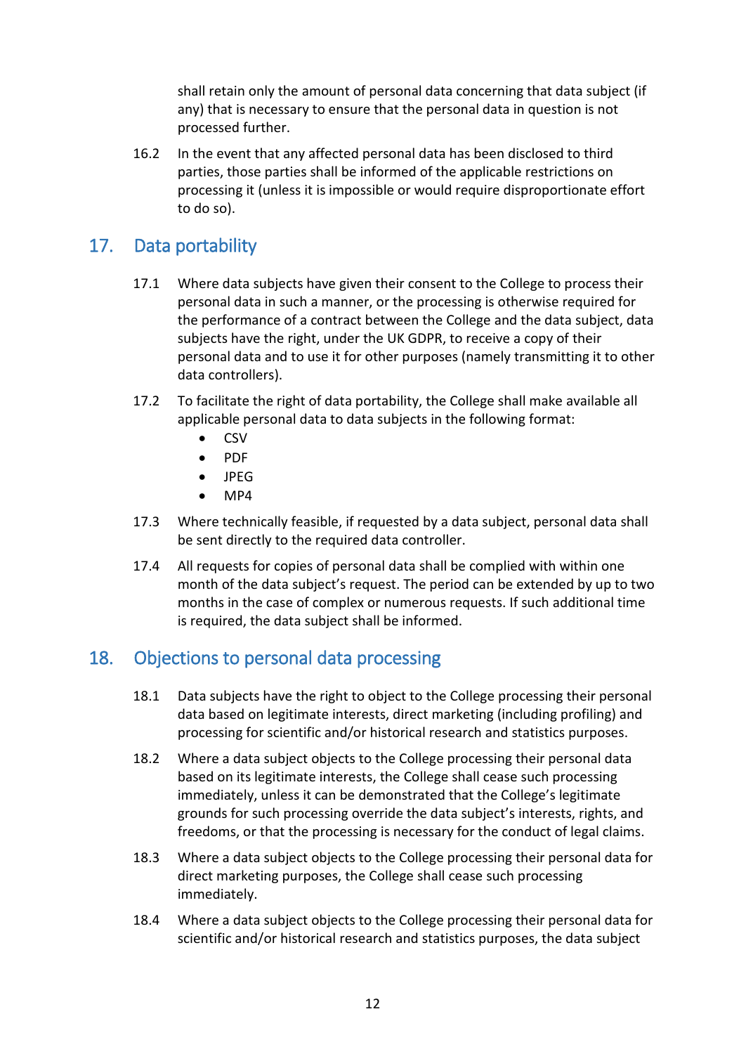shall retain only the amount of personal data concerning that data subject (if any) that is necessary to ensure that the personal data in question is not processed further.

16.2 In the event that any affected personal data has been disclosed to third parties, those parties shall be informed of the applicable restrictions on processing it (unless it is impossible or would require disproportionate effort to do so).

## 17. Data portability

17.1 Where data subjects have given their consent to the College to process their personal data in such a manner, or the processing is otherwise required for the performance of a contract between the College and the data subject, data subjects have the right, under the UK GDPR, to receive a copy of their personal data and to use it for other purposes (namely transmitting it to other data controllers).

17.2 To facilitate the right of data portability, the College shall make available all applicable personal data to data subjects in the following format:

- CSV
- PDF
- JPEG
- MP4

17.3 Where technically feasible, if requested by a data subject, personal data shall be sent directly to the required data controller.

17.4 All requests for copies of personal data shall be complied with within one month of the data subject's request. The period can be extended by up to two months in the case of complex or numerous requests. If such additional time is required, the data subject shall be informed.

## 18. Objections to personal data processing

18.1 Data subjects have the right to object to the College processing their personal data based on legitimate interests, direct marketing (including profiling) and processing for scientific and/or historical research and statistics purposes.

18.2 Where a data subject objects to the College processing their personal data based on its legitimate interests, the College shall cease such processing immediately, unless it can be demonstrated that the College's legitimate grounds for such processing override the data subject's interests, rights, and freedoms, or that the processing is necessary for the conduct of legal claims.

18.3 Where a data subject objects to the College processing their personal data for direct marketing purposes, the College shall cease such processing immediately.

18.4 Where a data subject objects to the College processing their personal data for scientific and/or historical research and statistics purposes, the data subject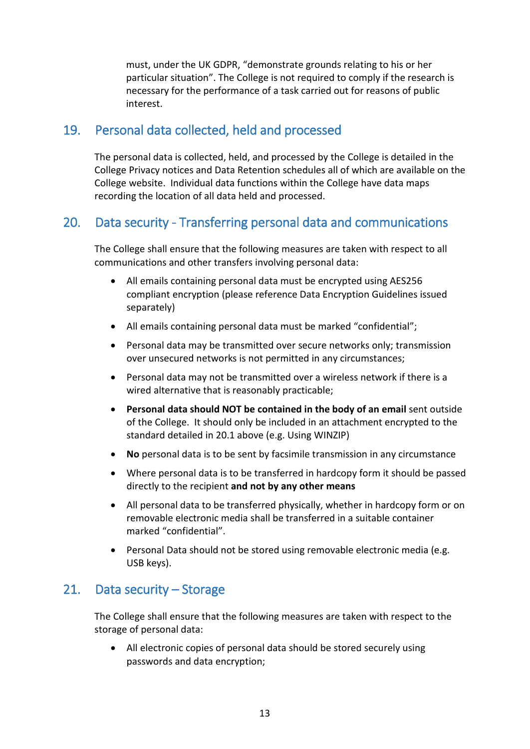must, under the UK GDPR, “demonstrate grounds relating to his or her particular situation”. The College is not required to comply if the research is necessary for the performance of a task carried out for reasons of public interest.

## 19. Personal data collected, held and processed

The personal data is collected, held, and processed by the College is detailed in the College Privacy notices and Data Retention schedules all of which are available on the College website. Individual data functions within the College have data maps recording the location of all data held and processed.

## 20. Data security - Transferring personal data and communications

The College shall ensure that the following measures are taken with respect to all communications and other transfers involving personal data:

- All emails containing personal data must be encrypted using AES256 compliant encryption (please reference Data Encryption Guidelines issued separately)
- All emails containing personal data must be marked “confidential”;
- Personal data may be transmitted over secure networks only; transmission over unsecured networks is not permitted in any circumstances;
- Personal data may not be transmitted over a wireless network if there is a wired alternative that is reasonably practicable;
- **Personal data should NOT be contained in the body of an email** sent outside of the College. It should only be included in an attachment encrypted to the standard detailed in 20.1 above (e.g. Using WINZIP)
- **No** personal data is to be sent by facsimile transmission in any circumstance
- Where personal data is to be transferred in hardcopy form it should be passed directly to the recipient **and not by any other means**
- All personal data to be transferred physically, whether in hardcopy form or on removable electronic media shall be transferred in a suitable container marked “confidential”.
- Personal Data should not be stored using removable electronic media (e.g. USB keys).

## 21. Data security – Storage

The College shall ensure that the following measures are taken with respect to the storage of personal data:

- All electronic copies of personal data should be stored securely using passwords and data encryption;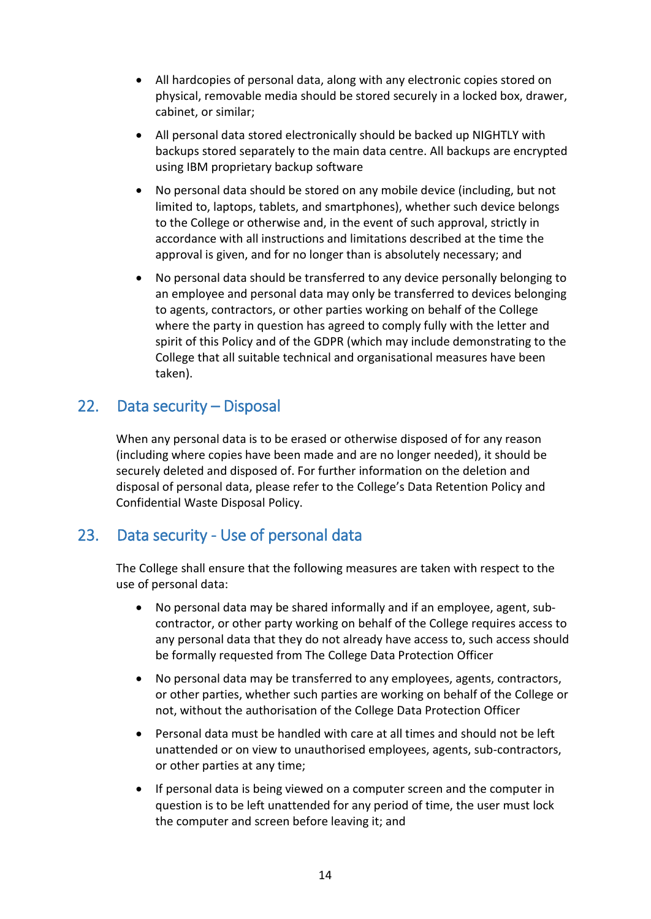- All hardcopies of personal data, along with any electronic copies stored on physical, removable media should be stored securely in a locked box, drawer, cabinet, or similar;
- All personal data stored electronically should be backed up NIGHTLY with backups stored separately to the main data centre. All backups are encrypted using IBM proprietary backup software
- No personal data should be stored on any mobile device (including, but not limited to, laptops, tablets, and smartphones), whether such device belongs to the College or otherwise and, in the event of such approval, strictly in accordance with all instructions and limitations described at the time the approval is given, and for no longer than is absolutely necessary; and
- No personal data should be transferred to any device personally belonging to an employee and personal data may only be transferred to devices belonging to agents, contractors, or other parties working on behalf of the College where the party in question has agreed to comply fully with the letter and spirit of this Policy and of the GDPR (which may include demonstrating to the College that all suitable technical and organisational measures have been taken).

## 22. Data security – Disposal

When any personal data is to be erased or otherwise disposed of for any reason (including where copies have been made and are no longer needed), it should be securely deleted and disposed of. For further information on the deletion and disposal of personal data, please refer to the College's Data Retention Policy and Confidential Waste Disposal Policy.

## 23. Data security - Use of personal data

The College shall ensure that the following measures are taken with respect to the use of personal data:

- No personal data may be shared informally and if an employee, agent, sub-contractor, or other party working on behalf of the College requires access to any personal data that they do not already have access to, such access should be formally requested from The College Data Protection Officer
- No personal data may be transferred to any employees, agents, contractors, or other parties, whether such parties are working on behalf of the College or not, without the authorisation of the College Data Protection Officer
- Personal data must be handled with care at all times and should not be left unattended or on view to unauthorised employees, agents, sub-contractors, or other parties at any time;
- If personal data is being viewed on a computer screen and the computer in question is to be left unattended for any period of time, the user must lock the computer and screen before leaving it; and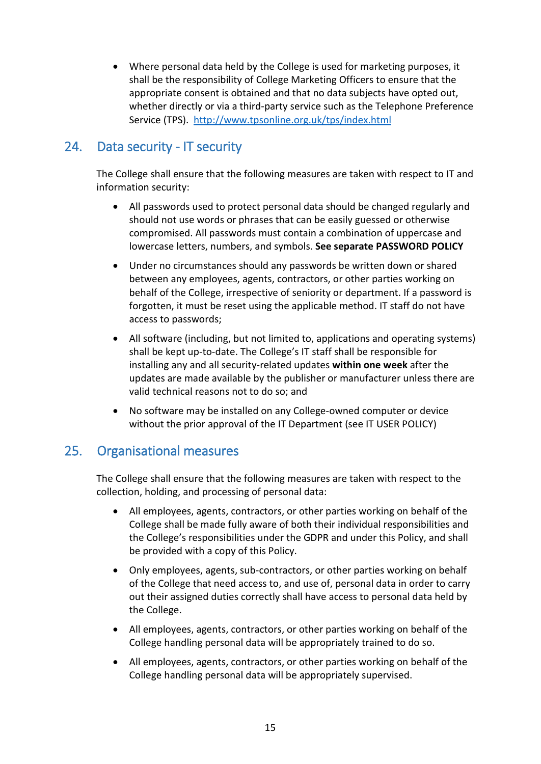- Where personal data held by the College is used for marketing purposes, it shall be the responsibility of College Marketing Officers to ensure that the appropriate consent is obtained and that no data subjects have opted out, whether directly or via a third-party service such as the Telephone Preference Service (TPS). [http://www.tpsonline.org.uk/tps/index.html](http://www.tpsonline.org.uk/tps/index.html)

## 24. Data security - IT security

The College shall ensure that the following measures are taken with respect to IT and information security:

- All passwords used to protect personal data should be changed regularly and should not use words or phrases that can be easily guessed or otherwise compromised. All passwords must contain a combination of uppercase and lowercase letters, numbers, and symbols. **See separate PASSWORD POLICY**
- Under no circumstances should any passwords be written down or shared between any employees, agents, contractors, or other parties working on behalf of the College, irrespective of seniority or department. If a password is forgotten, it must be reset using the applicable method. IT staff do not have access to passwords;
- All software (including, but not limited to, applications and operating systems) shall be kept up-to-date. The College's IT staff shall be responsible for installing any and all security-related updates **within one week** after the updates are made available by the publisher or manufacturer unless there are valid technical reasons not to do so; and
- No software may be installed on any College-owned computer or device without the prior approval of the IT Department (see IT USER POLICY)

## 25. Organisational measures

The College shall ensure that the following measures are taken with respect to the collection, holding, and processing of personal data:

- All employees, agents, contractors, or other parties working on behalf of the College shall be made fully aware of both their individual responsibilities and the College's responsibilities under the GDPR and under this Policy, and shall be provided with a copy of this Policy.
- Only employees, agents, sub-contractors, or other parties working on behalf of the College that need access to, and use of, personal data in order to carry out their assigned duties correctly shall have access to personal data held by the College.
- All employees, agents, contractors, or other parties working on behalf of the College handling personal data will be appropriately trained to do so.
- All employees, agents, contractors, or other parties working on behalf of the College handling personal data will be appropriately supervised.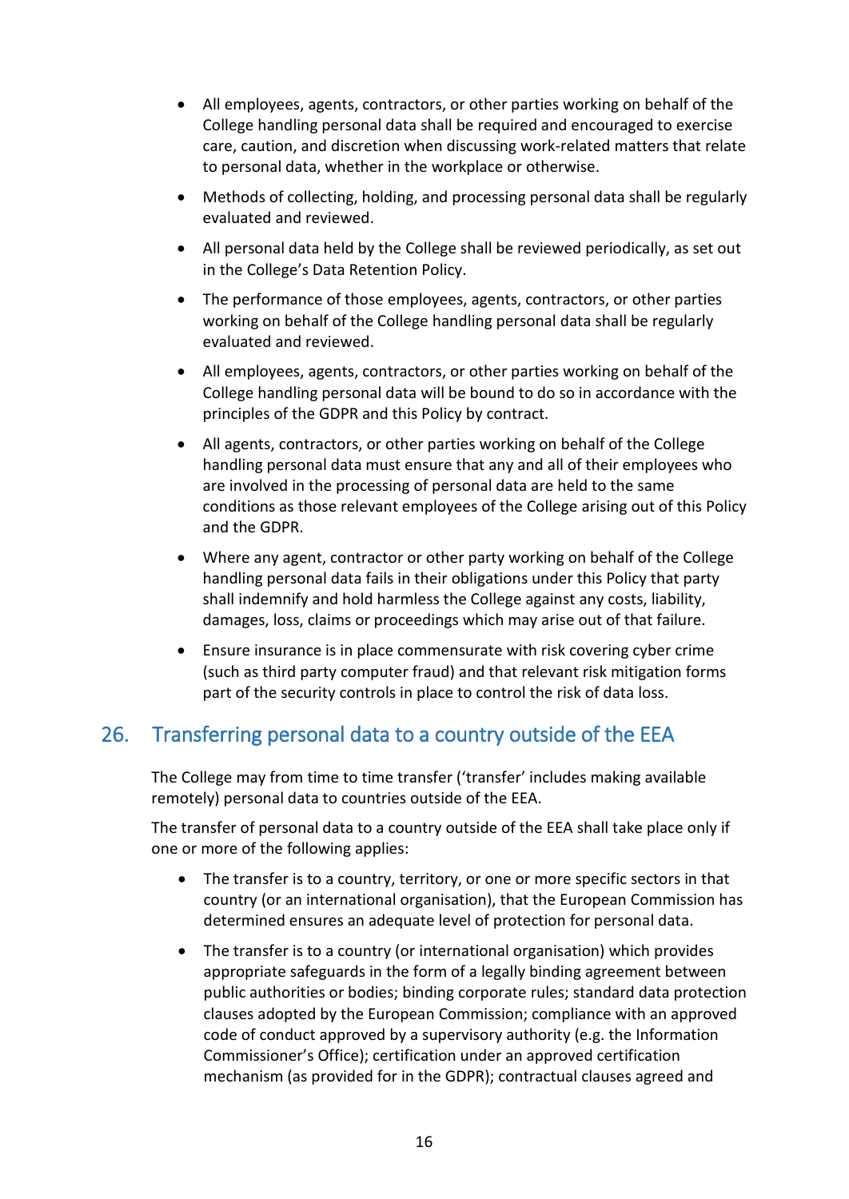- All employees, agents, contractors, or other parties working on behalf of the College handling personal data shall be required and encouraged to exercise care, caution, and discretion when discussing work-related matters that relate to personal data, whether in the workplace or otherwise.
- Methods of collecting, holding, and processing personal data shall be regularly evaluated and reviewed.
- All personal data held by the College shall be reviewed periodically, as set out in the College's Data Retention Policy.
- The performance of those employees, agents, contractors, or other parties working on behalf of the College handling personal data shall be regularly evaluated and reviewed.
- All employees, agents, contractors, or other parties working on behalf of the College handling personal data will be bound to do so in accordance with the principles of the GDPR and this Policy by contract.
- All agents, contractors, or other parties working on behalf of the College handling personal data must ensure that any and all of their employees who are involved in the processing of personal data are held to the same conditions as those relevant employees of the College arising out of this Policy and the GDPR.
- Where any agent, contractor or other party working on behalf of the College handling personal data fails in their obligations under this Policy that party shall indemnify and hold harmless the College against any costs, liability, damages, loss, claims or proceedings which may arise out of that failure.
- Ensure insurance is in place commensurate with risk covering cyber crime (such as third party computer fraud) and that relevant risk mitigation forms part of the security controls in place to control the risk of data loss.

## 26. Transferring personal data to a country outside of the EEA

The College may from time to time transfer ('transfer' includes making available remotely) personal data to countries outside of the EEA.

The transfer of personal data to a country outside of the EEA shall take place only if one or more of the following applies:

- The transfer is to a country, territory, or one or more specific sectors in that country (or an international organisation), that the European Commission has determined ensures an adequate level of protection for personal data.
- The transfer is to a country (or international organisation) which provides appropriate safeguards in the form of a legally binding agreement between public authorities or bodies; binding corporate rules; standard data protection clauses adopted by the European Commission; compliance with an approved code of conduct approved by a supervisory authority (e.g. the Information Commissioner's Office); certification under an approved certification mechanism (as provided for in the GDPR); contractual clauses agreed and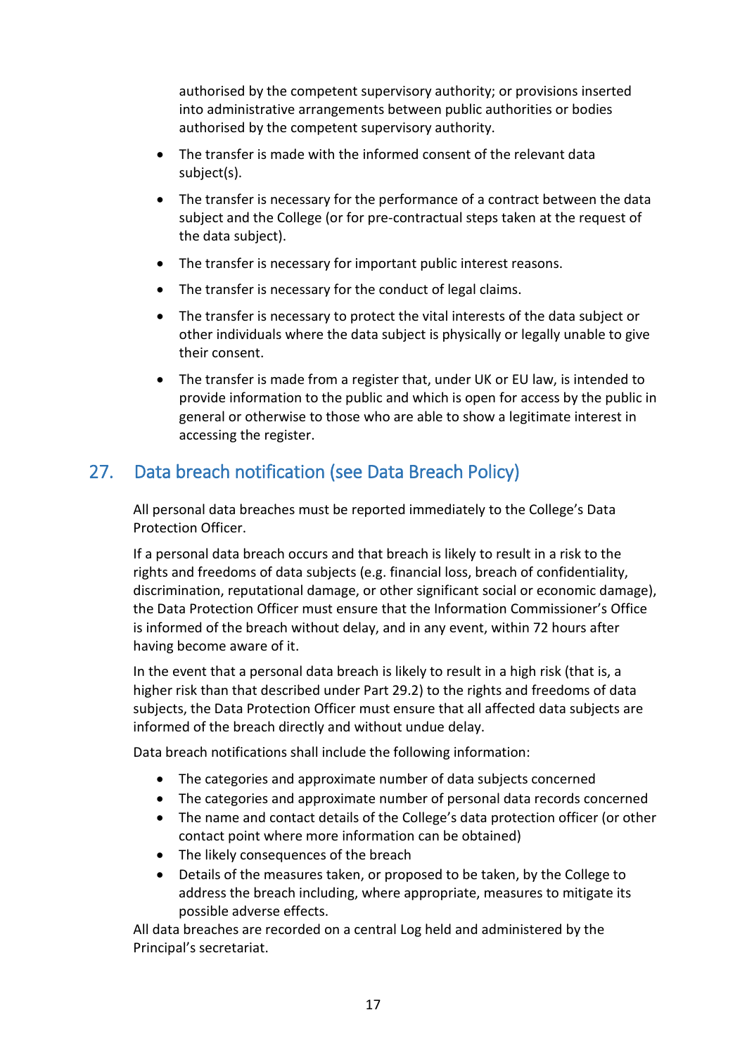authorised by the competent supervisory authority; or provisions inserted into administrative arrangements between public authorities or bodies authorised by the competent supervisory authority.

- The transfer is made with the informed consent of the relevant data subject(s).
- The transfer is necessary for the performance of a contract between the data subject and the College (or for pre-contractual steps taken at the request of the data subject).
- The transfer is necessary for important public interest reasons.
- The transfer is necessary for the conduct of legal claims.
- The transfer is necessary to protect the vital interests of the data subject or other individuals where the data subject is physically or legally unable to give their consent.
- The transfer is made from a register that, under UK or EU law, is intended to provide information to the public and which is open for access by the public in general or otherwise to those who are able to show a legitimate interest in accessing the register.

## 27. Data breach notification (see Data Breach Policy)

All personal data breaches must be reported immediately to the College's Data Protection Officer.

If a personal data breach occurs and that breach is likely to result in a risk to the rights and freedoms of data subjects (e.g. financial loss, breach of confidentiality, discrimination, reputational damage, or other significant social or economic damage), the Data Protection Officer must ensure that the Information Commissioner's Office is informed of the breach without delay, and in any event, within 72 hours after having become aware of it.

In the event that a personal data breach is likely to result in a high risk (that is, a higher risk than that described under Part 29.2) to the rights and freedoms of data subjects, the Data Protection Officer must ensure that all affected data subjects are informed of the breach directly and without undue delay.

Data breach notifications shall include the following information:

- The categories and approximate number of data subjects concerned
- The categories and approximate number of personal data records concerned
- The name and contact details of the College's data protection officer (or other contact point where more information can be obtained)
- The likely consequences of the breach
- Details of the measures taken, or proposed to be taken, by the College to address the breach including, where appropriate, measures to mitigate its possible adverse effects.

All data breaches are recorded on a central Log held and administered by the Principal's secretariat.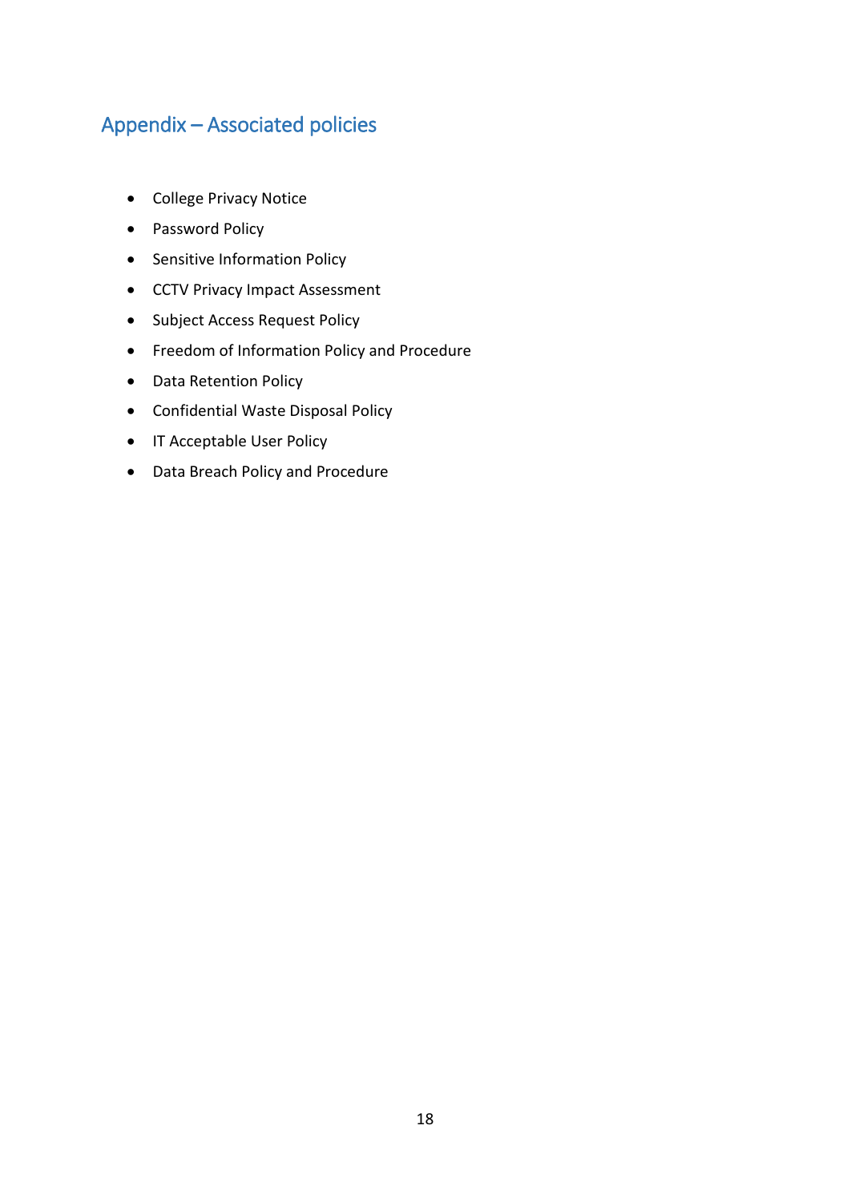## Appendix – Associated policies

- College Privacy Notice
- Password Policy
- Sensitive Information Policy
- CCTV Privacy Impact Assessment
- Subject Access Request Policy
- Freedom of Information Policy and Procedure
- Data Retention Policy
- Confidential Waste Disposal Policy
- IT Acceptable User Policy
- Data Breach Policy and Procedure